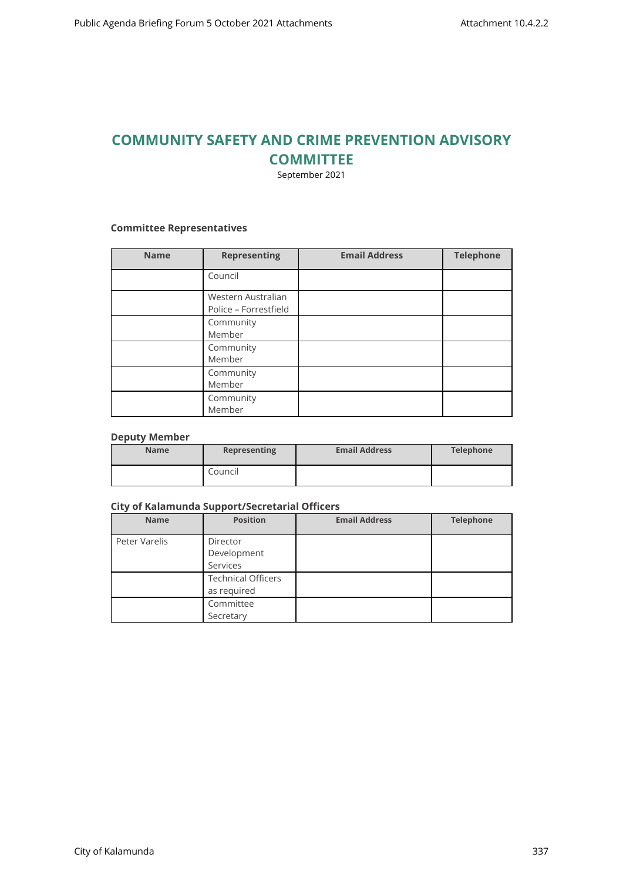# COMMUNITY SAFETY AND CRIME PREVENTION ADVISORY COMMITTEE

September 2021

### Committee Representatives

| Name | Representing | Email Address | Telephone |
|---|---|---|---|
| | Council | | |
| | Western Australian Police – Forrestfield | | |
| | Community Member | | |
| | Community Member | | |
| | Community Member | | |
| | Community Member | | |

### Deputy Member

| Name | Representing | Email Address | Telephone |
|---|---|---|---|
| | Council | | |

### City of Kalamunda Support/Secretarial Officers

| Name | Position | Email Address | Telephone |
|---|---|---|---|
| Peter Varelis | Director Development Services | | |
| | Technical Officers as required | | |
| | Committee Secretary | | |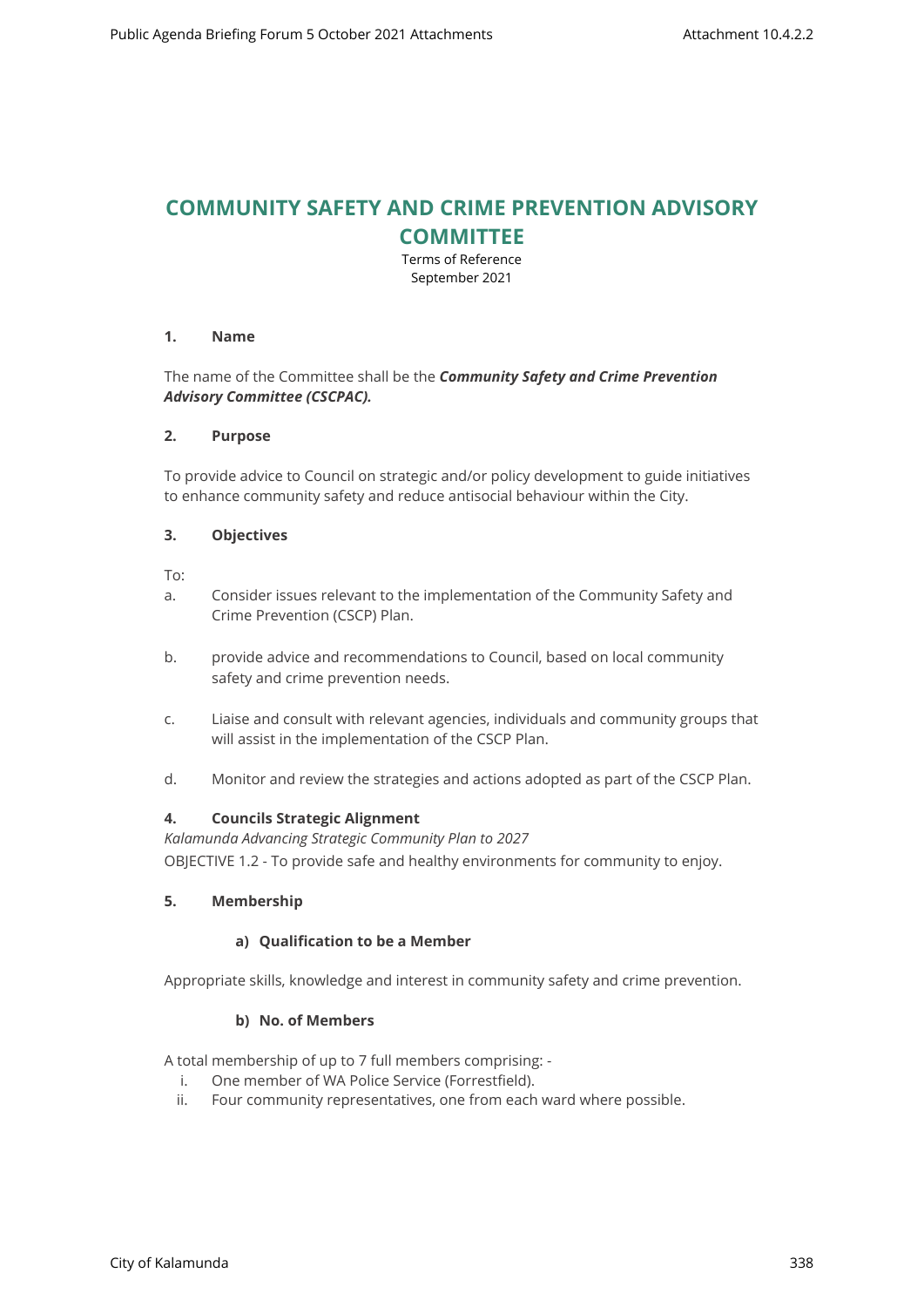# COMMUNITY SAFETY AND CRIME PREVENTION ADVISORY COMMITTEE

Terms of Reference
September 2021

**1. Name**

The name of the Committee shall be the ***Community Safety and Crime Prevention Advisory Committee (CSCPAC).***

**2. Purpose**

To provide advice to Council on strategic and/or policy development to guide initiatives to enhance community safety and reduce antisocial behaviour within the City.

**3. Objectives**

To:

a. Consider issues relevant to the implementation of the Community Safety and Crime Prevention (CSCP) Plan.

b. provide advice and recommendations to Council, based on local community safety and crime prevention needs.

c. Liaise and consult with relevant agencies, individuals and community groups that will assist in the implementation of the CSCP Plan.

d. Monitor and review the strategies and actions adopted as part of the CSCP Plan.

**4. Councils Strategic Alignment**

*Kalamunda Advancing Strategic Community Plan to 2027*

OBJECTIVE 1.2 - To provide safe and healthy environments for community to enjoy.

**5. Membership**

**a) Qualification to be a Member**

Appropriate skills, knowledge and interest in community safety and crime prevention.

**b) No. of Members**

A total membership of up to 7 full members comprising: -

i. One member of WA Police Service (Forrestfield).
ii. Four community representatives, one from each ward where possible.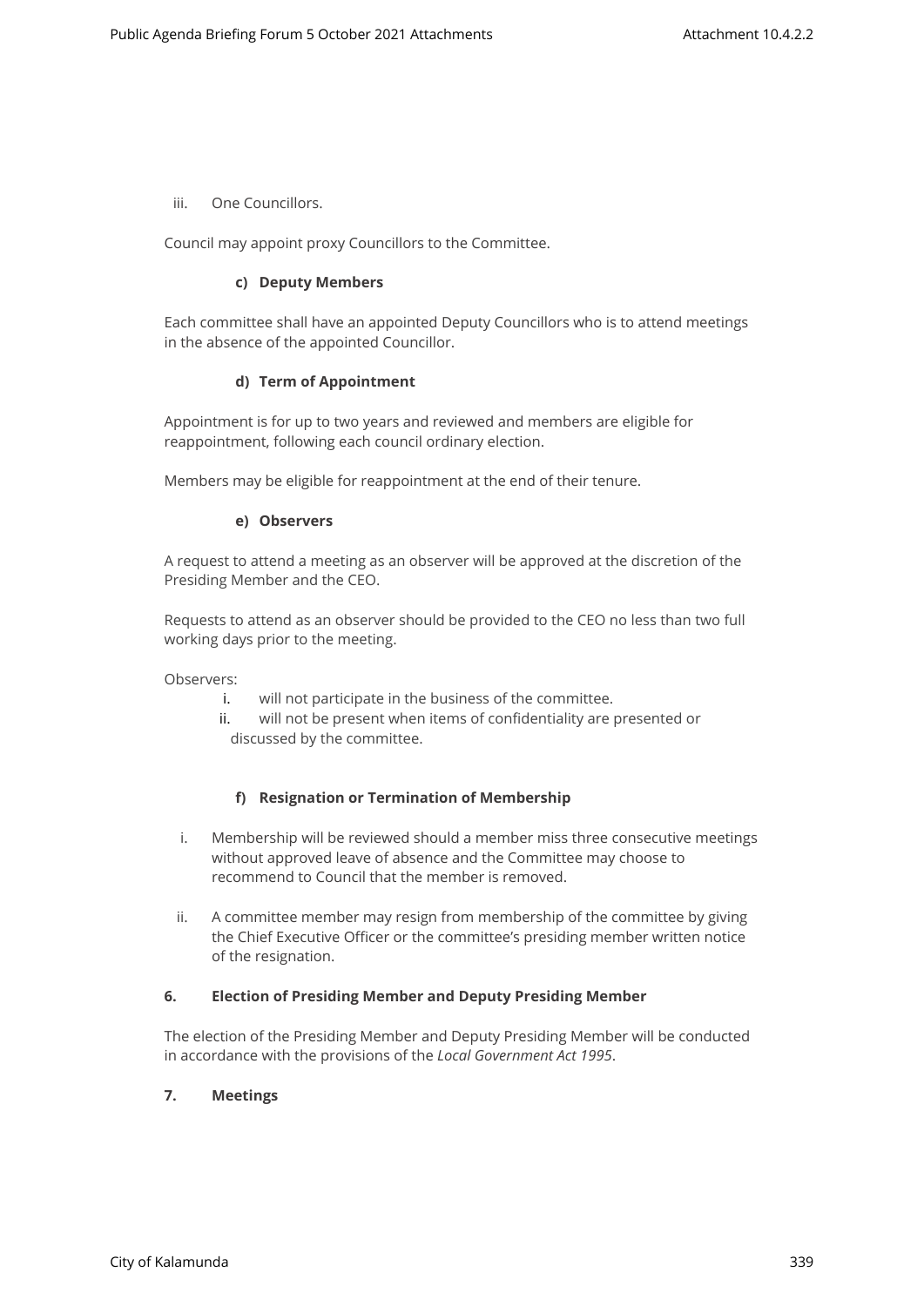iii. One Councillors.

Council may appoint proxy Councillors to the Committee.

#### c) Deputy Members

Each committee shall have an appointed Deputy Councillors who is to attend meetings in the absence of the appointed Councillor.

#### d) Term of Appointment

Appointment is for up to two years and reviewed and members are eligible for reappointment, following each council ordinary election.

Members may be eligible for reappointment at the end of their tenure.

#### e) Observers

A request to attend a meeting as an observer will be approved at the discretion of the Presiding Member and the CEO.

Requests to attend as an observer should be provided to the CEO no less than two full working days prior to the meeting.

Observers:

i. will not participate in the business of the committee.
ii. will not be present when items of confidentiality are presented or discussed by the committee.

#### f) Resignation or Termination of Membership

i. Membership will be reviewed should a member miss three consecutive meetings without approved leave of absence and the Committee may choose to recommend to Council that the member is removed.

ii. A committee member may resign from membership of the committee by giving the Chief Executive Officer or the committee's presiding member written notice of the resignation.

### 6. Election of Presiding Member and Deputy Presiding Member

The election of the Presiding Member and Deputy Presiding Member will be conducted in accordance with the provisions of the *Local Government Act 1995*.

### 7. Meetings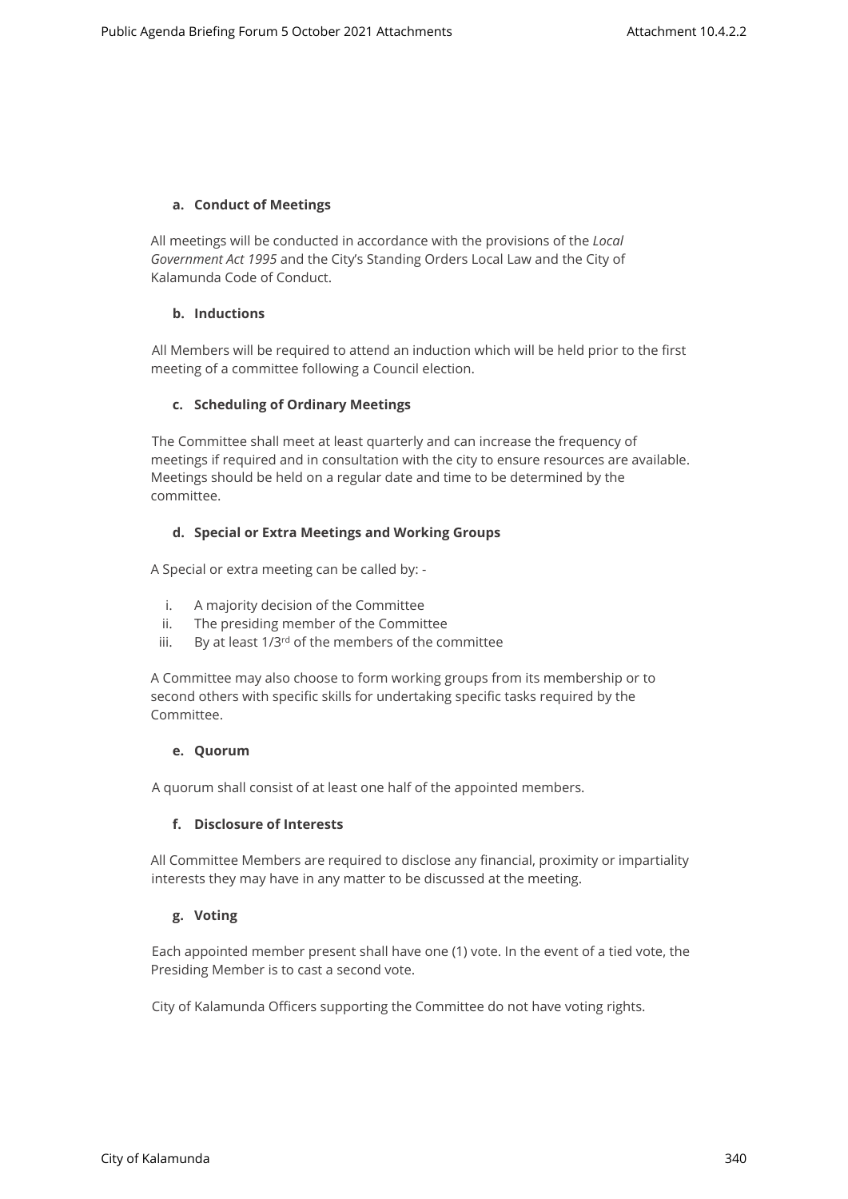**a. Conduct of Meetings**

All meetings will be conducted in accordance with the provisions of the *Local Government Act 1995* and the City's Standing Orders Local Law and the City of Kalamunda Code of Conduct.

**b. Inductions**

All Members will be required to attend an induction which will be held prior to the first meeting of a committee following a Council election.

**c. Scheduling of Ordinary Meetings**

The Committee shall meet at least quarterly and can increase the frequency of meetings if required and in consultation with the city to ensure resources are available. Meetings should be held on a regular date and time to be determined by the committee.

**d. Special or Extra Meetings and Working Groups**

A Special or extra meeting can be called by: -

i. A majority decision of the Committee
ii. The presiding member of the Committee
iii. By at least 1/3rd of the members of the committee

A Committee may also choose to form working groups from its membership or to second others with specific skills for undertaking specific tasks required by the Committee.

**e. Quorum**

A quorum shall consist of at least one half of the appointed members.

**f. Disclosure of Interests**

All Committee Members are required to disclose any financial, proximity or impartiality interests they may have in any matter to be discussed at the meeting.

**g. Voting**

Each appointed member present shall have one (1) vote. In the event of a tied vote, the Presiding Member is to cast a second vote.

City of Kalamunda Officers supporting the Committee do not have voting rights.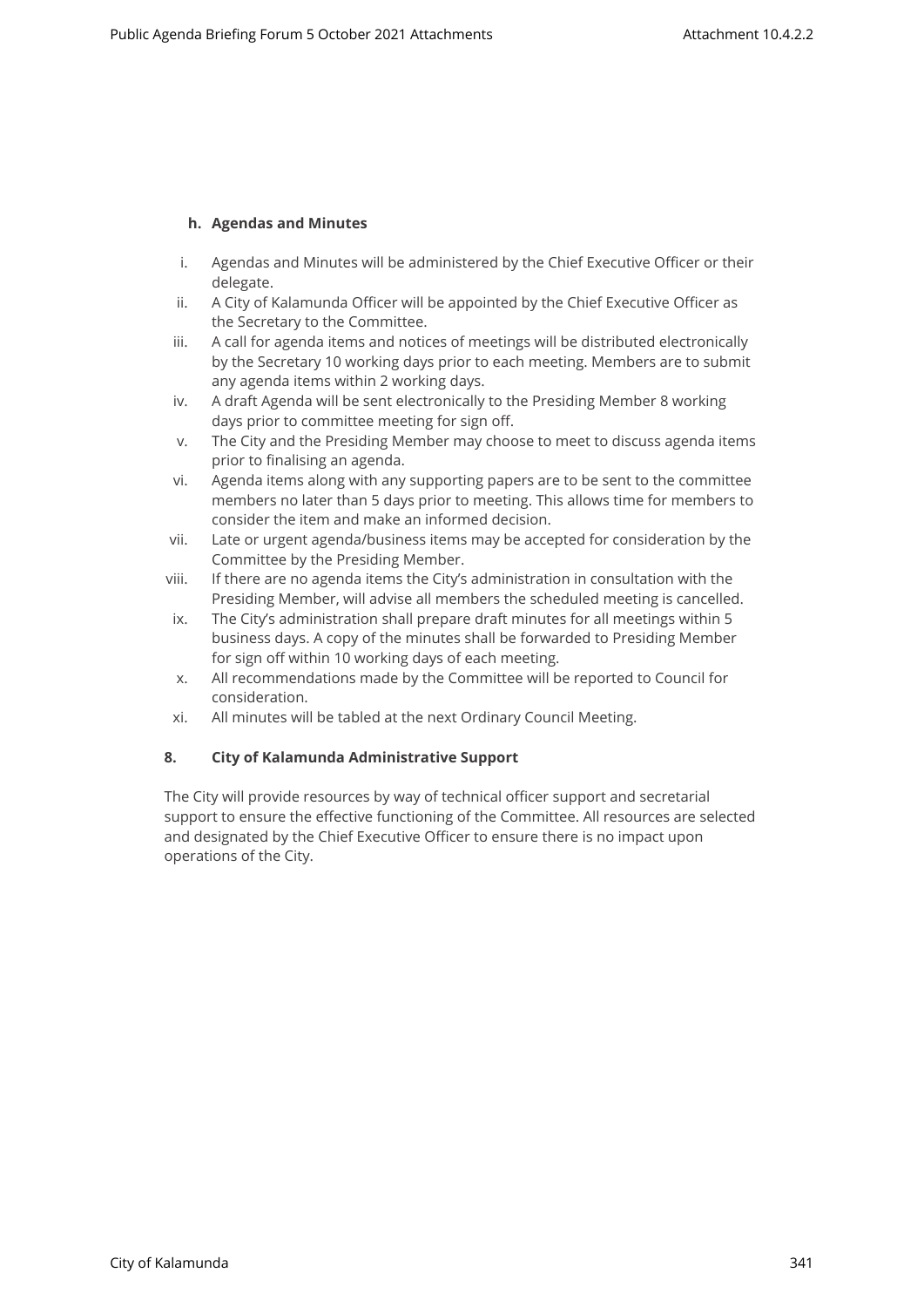#### h. Agendas and Minutes

i. Agendas and Minutes will be administered by the Chief Executive Officer or their delegate.
ii. A City of Kalamunda Officer will be appointed by the Chief Executive Officer as the Secretary to the Committee.
iii. A call for agenda items and notices of meetings will be distributed electronically by the Secretary 10 working days prior to each meeting. Members are to submit any agenda items within 2 working days.
iv. A draft Agenda will be sent electronically to the Presiding Member 8 working days prior to committee meeting for sign off.
v. The City and the Presiding Member may choose to meet to discuss agenda items prior to finalising an agenda.
vi. Agenda items along with any supporting papers are to be sent to the committee members no later than 5 days prior to meeting. This allows time for members to consider the item and make an informed decision.
vii. Late or urgent agenda/business items may be accepted for consideration by the Committee by the Presiding Member.
viii. If there are no agenda items the City's administration in consultation with the Presiding Member, will advise all members the scheduled meeting is cancelled.
ix. The City's administration shall prepare draft minutes for all meetings within 5 business days. A copy of the minutes shall be forwarded to Presiding Member for sign off within 10 working days of each meeting.
x. All recommendations made by the Committee will be reported to Council for consideration.
xi. All minutes will be tabled at the next Ordinary Council Meeting.

### 8. City of Kalamunda Administrative Support

The City will provide resources by way of technical officer support and secretarial support to ensure the effective functioning of the Committee. All resources are selected and designated by the Chief Executive Officer to ensure there is no impact upon operations of the City.